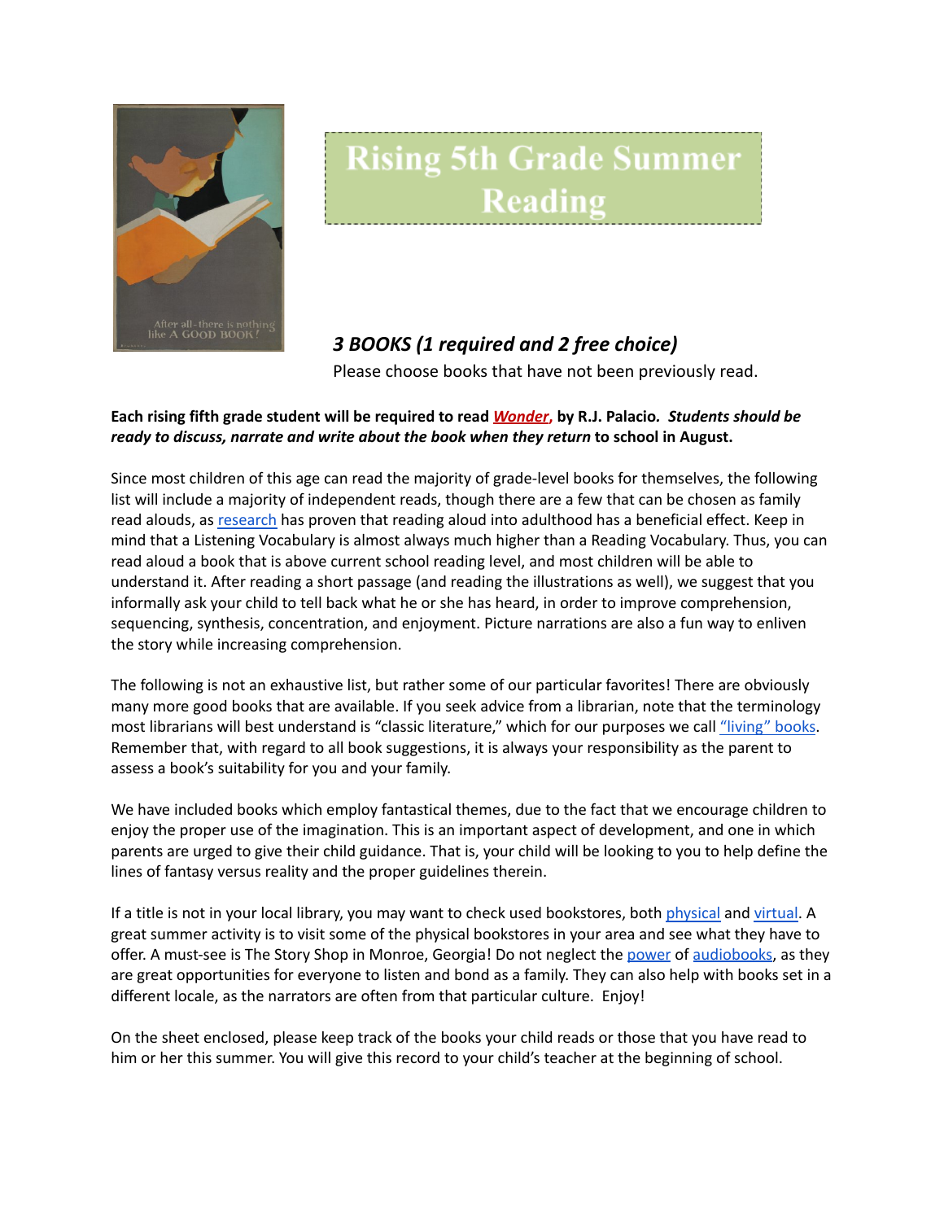# Rising 5th Grade Summer Reading

### *3 BOOKS (1 required and 2 free choice)*

Please choose books that have not been previously read.

**Each rising fifth grade student will be required to read *Wonder*, by R.J. Palacio. *Students should be ready to discuss, narrate and write about the book when they return* to school in August.**

Since most children of this age can read the majority of grade-level books for themselves, the following list will include a majority of independent reads, though there are a few that can be chosen as family read alouds, as research has proven that reading aloud into adulthood has a beneficial effect. Keep in mind that a Listening Vocabulary is almost always much higher than a Reading Vocabulary. Thus, you can read aloud a book that is above current school reading level, and most children will be able to understand it. After reading a short passage (and reading the illustrations as well), we suggest that you informally ask your child to tell back what he or she has heard, in order to improve comprehension, sequencing, synthesis, concentration, and enjoyment. Picture narrations are also a fun way to enliven the story while increasing comprehension.

The following is not an exhaustive list, but rather some of our particular favorites! There are obviously many more good books that are available. If you seek advice from a librarian, note that the terminology most librarians will best understand is "classic literature," which for our purposes we call "living" books. Remember that, with regard to all book suggestions, it is always your responsibility as the parent to assess a book's suitability for you and your family.

We have included books which employ fantastical themes, due to the fact that we encourage children to enjoy the proper use of the imagination. This is an important aspect of development, and one in which parents are urged to give their child guidance. That is, your child will be looking to you to help define the lines of fantasy versus reality and the proper guidelines therein.

If a title is not in your local library, you may want to check used bookstores, both physical and virtual. A great summer activity is to visit some of the physical bookstores in your area and see what they have to offer. A must-see is The Story Shop in Monroe, Georgia! Do not neglect the power of audiobooks, as they are great opportunities for everyone to listen and bond as a family. They can also help with books set in a different locale, as the narrators are often from that particular culture. Enjoy!

On the sheet enclosed, please keep track of the books your child reads or those that you have read to him or her this summer. You will give this record to your child's teacher at the beginning of school.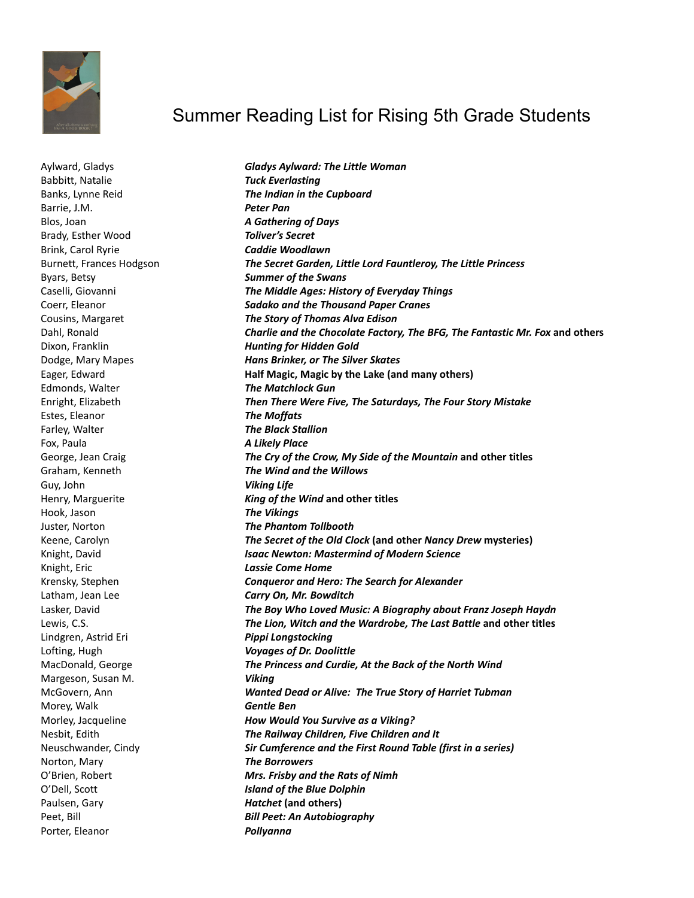# Summer Reading List for Rising 5th Grade Students

| Author | Title |
|---|---|
| Aylward, Gladys | ***Gladys Aylward: The Little Woman*** |
| Babbitt, Natalie | ***Tuck Everlasting*** |
| Banks, Lynne Reid | ***The Indian in the Cupboard*** |
| Barrie, J.M. | ***Peter Pan*** |
| Blos, Joan | ***A Gathering of Days*** |
| Brady, Esther Wood | ***Toliver's Secret*** |
| Brink, Carol Ryrie | ***Caddie Woodlawn*** |
| Burnett, Frances Hodgson | ***The Secret Garden, Little Lord Fauntleroy, The Little Princess*** |
| Byars, Betsy | ***Summer of the Swans*** |
| Caselli, Giovanni | ***The Middle Ages: History of Everyday Things*** |
| Coerr, Eleanor | ***Sadako and the Thousand Paper Cranes*** |
| Cousins, Margaret | ***The Story of Thomas Alva Edison*** |
| Dahl, Ronald | ***Charlie and the Chocolate Factory, The BFG, The Fantastic Mr. Fox*** **and others** |
| Dixon, Franklin | ***Hunting for Hidden Gold*** |
| Dodge, Mary Mapes | ***Hans Brinker, or The Silver Skates*** |
| Eager, Edward | **Half Magic, Magic by the Lake (and many others)** |
| Edmonds, Walter | ***The Matchlock Gun*** |
| Enright, Elizabeth | ***Then There Were Five, The Saturdays, The Four Story Mistake*** |
| Estes, Eleanor | ***The Moffats*** |
| Farley, Walter | ***The Black Stallion*** |
| Fox, Paula | ***A Likely Place*** |
| George, Jean Craig | ***The Cry of the Crow, My Side of the Mountain*** **and other titles** |
| Graham, Kenneth | ***The Wind and the Willows*** |
| Guy, John | ***Viking Life*** |
| Henry, Marguerite | ***King of the Wind*** **and other titles** |
| Hook, Jason | ***The Vikings*** |
| Juster, Norton | ***The Phantom Tollbooth*** |
| Keene, Carolyn | ***The Secret of the Old Clock*** **(and other** ***Nancy Drew*** **mysteries)** |
| Knight, David | ***Isaac Newton: Mastermind of Modern Science*** |
| Knight, Eric | ***Lassie Come Home*** |
| Krensky, Stephen | ***Conqueror and Hero: The Search for Alexander*** |
| Latham, Jean Lee | ***Carry On, Mr. Bowditch*** |
| Lasker, David | ***The Boy Who Loved Music: A Biography about Franz Joseph Haydn*** |
| Lewis, C.S. | ***The Lion, Witch and the Wardrobe, The Last Battle*** **and other titles** |
| Lindgren, Astrid Eri | ***Pippi Longstocking*** |
| Lofting, Hugh | ***Voyages of Dr. Doolittle*** |
| MacDonald, George | ***The Princess and Curdie, At the Back of the North Wind*** |
| Margeson, Susan M. | ***Viking*** |
| McGovern, Ann | ***Wanted Dead or Alive: The True Story of Harriet Tubman*** |
| Morey, Walk | ***Gentle Ben*** |
| Morley, Jacqueline | ***How Would You Survive as a Viking?*** |
| Nesbit, Edith | ***The Railway Children, Five Children and It*** |
| Neuschwander, Cindy | ***Sir Cumference and the First Round Table (first in a series)*** |
| Norton, Mary | ***The Borrowers*** |
| O'Brien, Robert | ***Mrs. Frisby and the Rats of Nimh*** |
| O'Dell, Scott | ***Island of the Blue Dolphin*** |
| Paulsen, Gary | ***Hatchet*** **(and others)** |
| Peet, Bill | ***Bill Peet: An Autobiography*** |
| Porter, Eleanor | ***Pollyanna*** |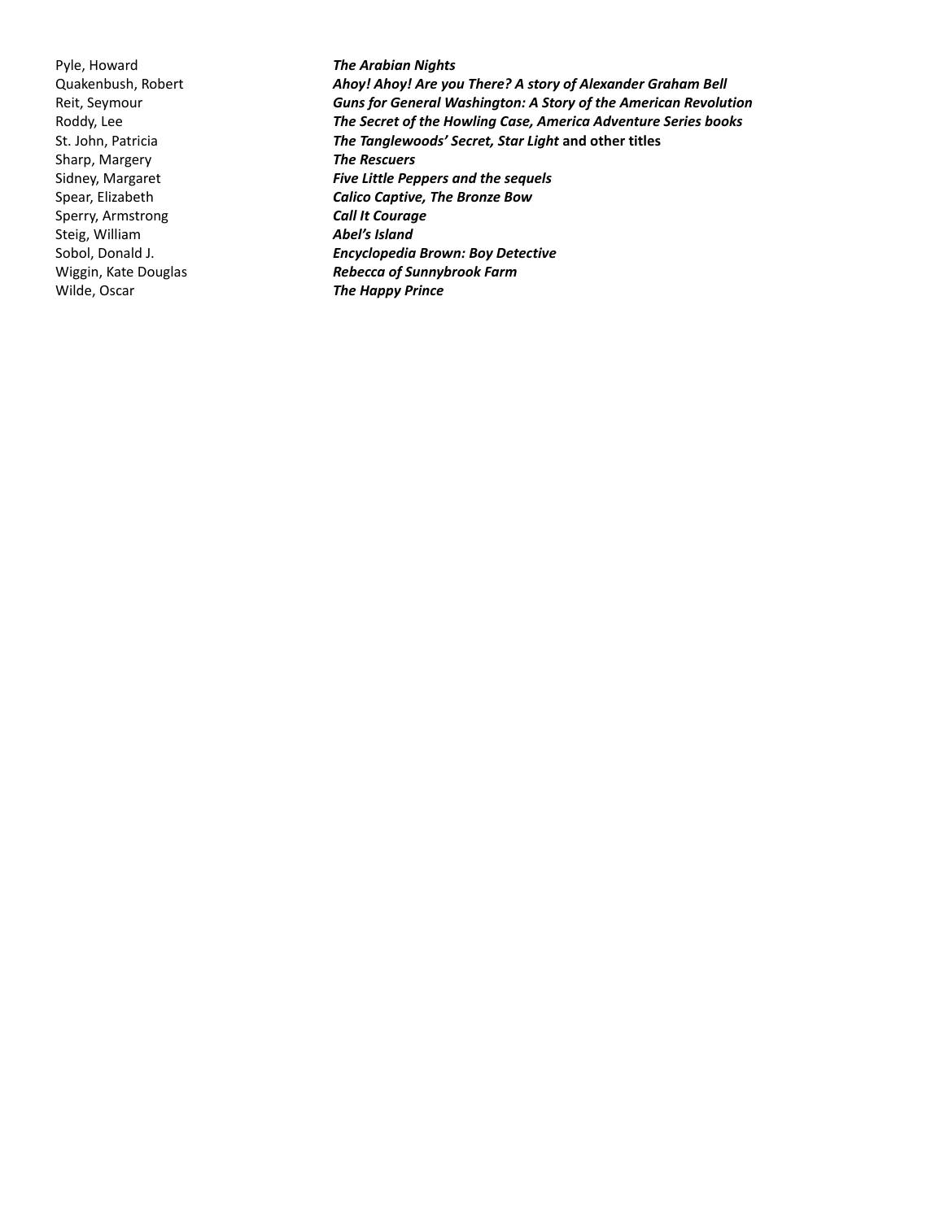| | |
|---|---|
| Pyle, Howard | ***The Arabian Nights*** |
| Quakenbush, Robert | ***Ahoy! Ahoy! Are you There? A story of Alexander Graham Bell*** |
| Reit, Seymour | ***Guns for General Washington: A Story of the American Revolution*** |
| Roddy, Lee | ***The Secret of the Howling Case, America Adventure Series books*** |
| St. John, Patricia | ***The Tanglewoods' Secret, Star Light*** **and other titles** |
| Sharp, Margery | ***The Rescuers*** |
| Sidney, Margaret | ***Five Little Peppers and the sequels*** |
| Spear, Elizabeth | ***Calico Captive, The Bronze Bow*** |
| Sperry, Armstrong | ***Call It Courage*** |
| Steig, William | ***Abel's Island*** |
| Sobol, Donald J. | ***Encyclopedia Brown: Boy Detective*** |
| Wiggin, Kate Douglas | ***Rebecca of Sunnybrook Farm*** |
| Wilde, Oscar | ***The Happy Prince*** |